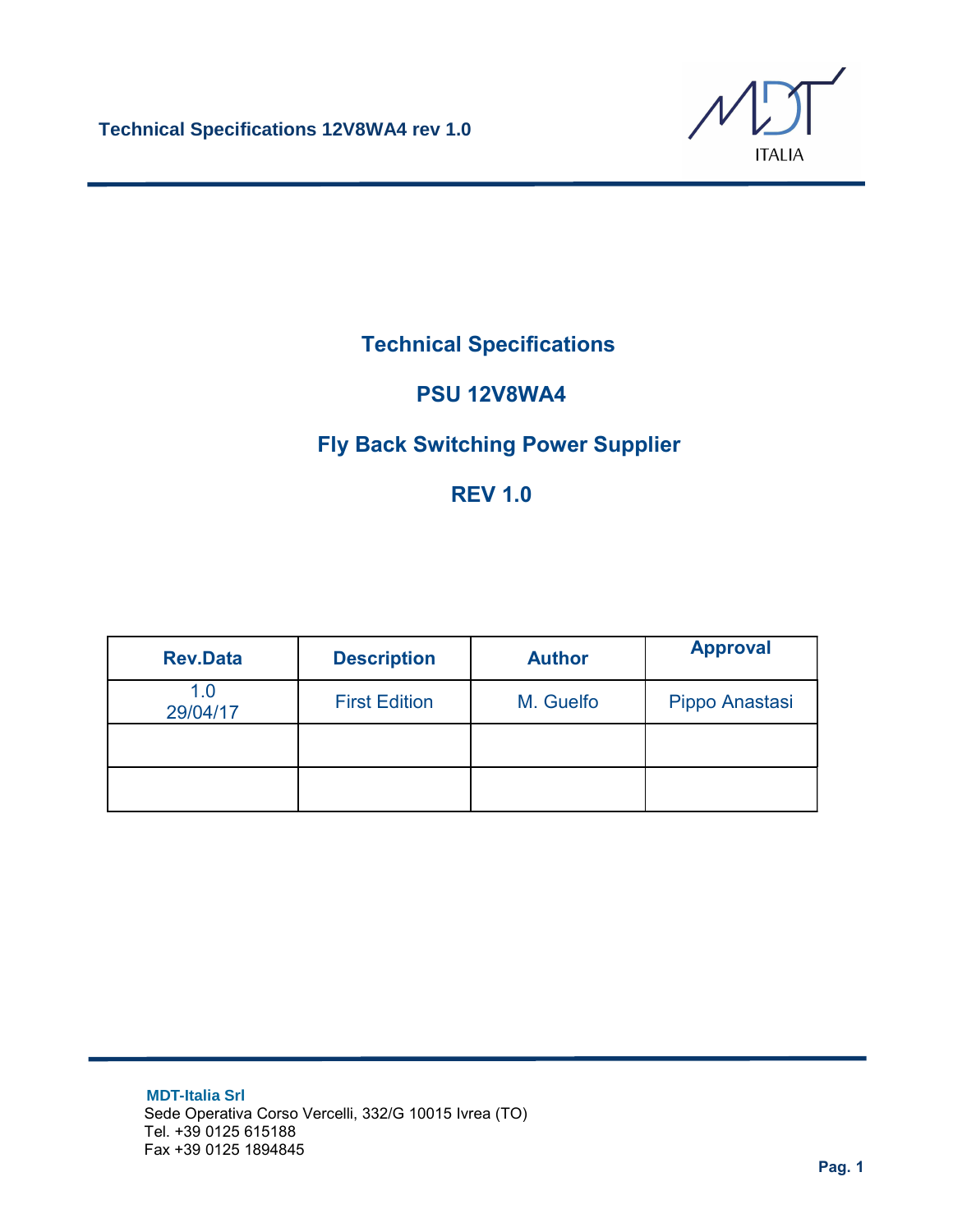# Technical Specifications

# PSU 12V8WA4

# Fly Back Switching Power Supplier

# REV 1.0

| Rev.Data | Description | Author | Approval |
|---|---|---|---|
| 1.0<br>29/04/17 | First Edition | M. Guelfo | Pippo Anastasi |
| | | | |
| | | | |

**MDT-Italia Srl**
Sede Operativa Corso Vercelli, 332/G 10015 Ivrea (TO)
Tel. +39 0125 615188
Fax +39 0125 1894845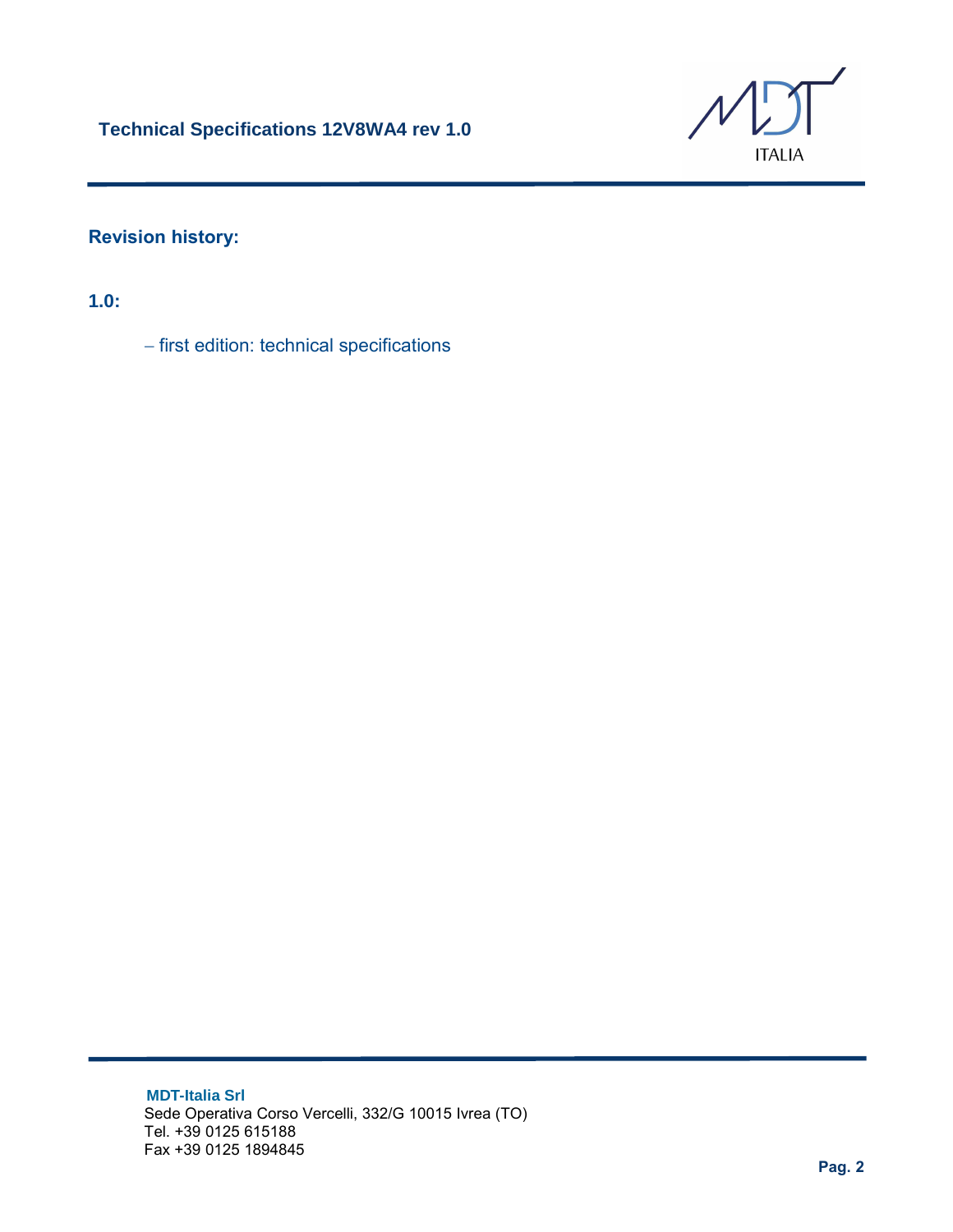## Revision history:

### 1.0:

– first edition: technical specifications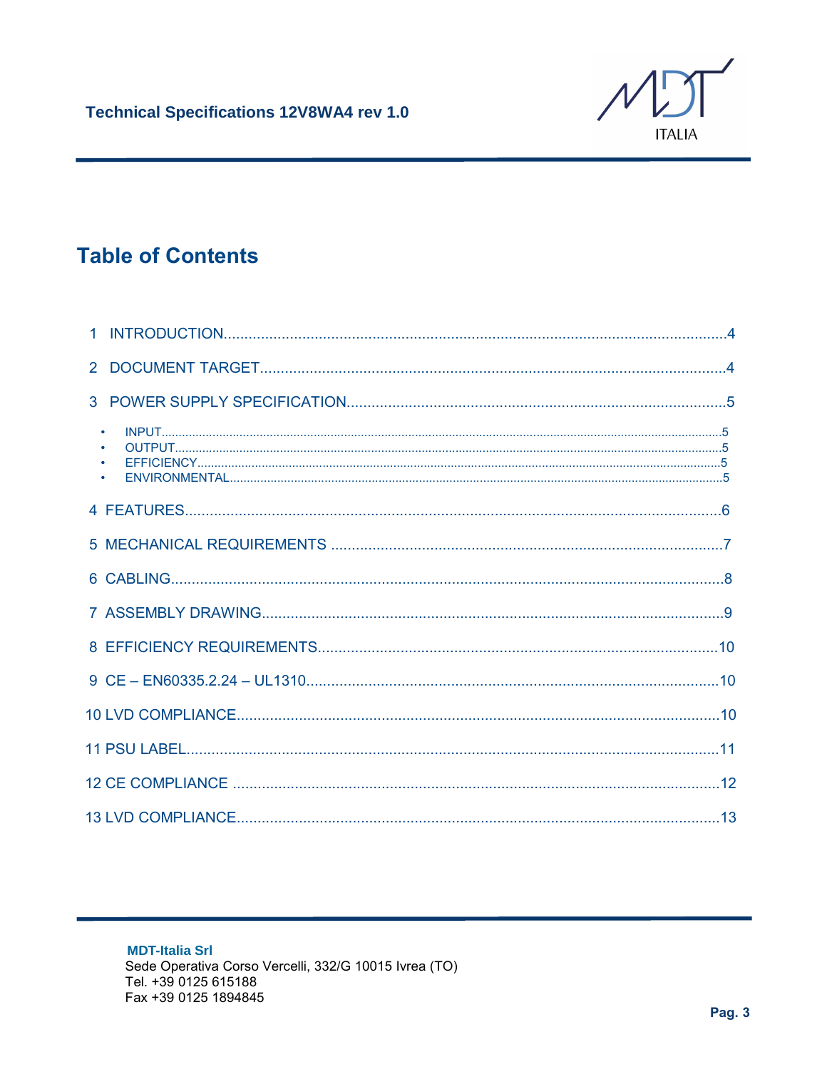# Table of Contents

1 INTRODUCTION........................................................................................................4

2 DOCUMENT TARGET................................................................................................4

3 POWER SUPPLY SPECIFICATION...........................................................................5

- INPUT.....................................................................................................................5
- OUTPUT..................................................................................................................5
- EFFICIENCY............................................................................................................5
- ENVIRONMENTAL....................................................................................................5

4 FEATURES................................................................................................................6

5 MECHANICAL REQUIREMENTS ..............................................................................7

6 CABLING...................................................................................................................8

7 ASSEMBLY DRAWING..............................................................................................9

8 EFFICIENCY REQUIREMENTS................................................................................10

9 CE – EN60335.2.24 – UL1310...................................................................................10

10 LVD COMPLIANCE.................................................................................................10

11 PSU LABEL.............................................................................................................11

12 CE COMPLIANCE ...................................................................................................12

13 LVD COMPLIANCE.................................................................................................13

**MDT-Italia Srl**
Sede Operativa Corso Vercelli, 332/G 10015 Ivrea (TO)
Tel. +39 0125 615188
Fax +39 0125 1894845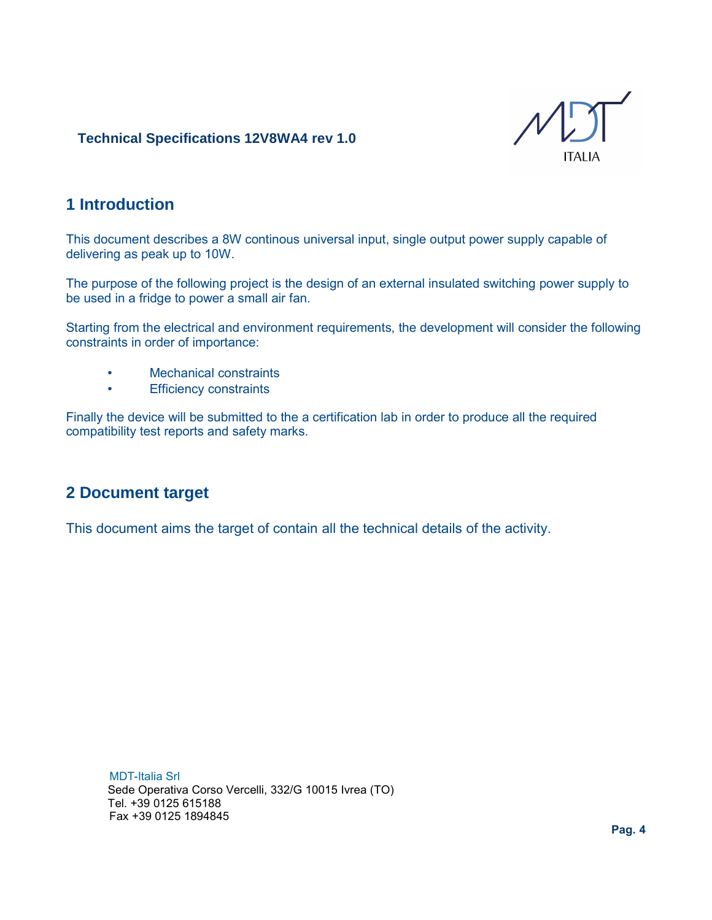# 1 Introduction

This document describes a 8W continous universal input, single output power supply capable of delivering as peak up to 10W.

The purpose of the following project is the design of an external insulated switching power supply to be used in a fridge to power a small air fan.

Starting from the electrical and environment requirements, the development will consider the following constraints in order of importance:

- Mechanical constraints
- Efficiency constraints

Finally the device will be submitted to the a certification lab in order to produce all the required compatibility test reports and safety marks.

# 2 Document target

This document aims the target of contain all the technical details of the activity.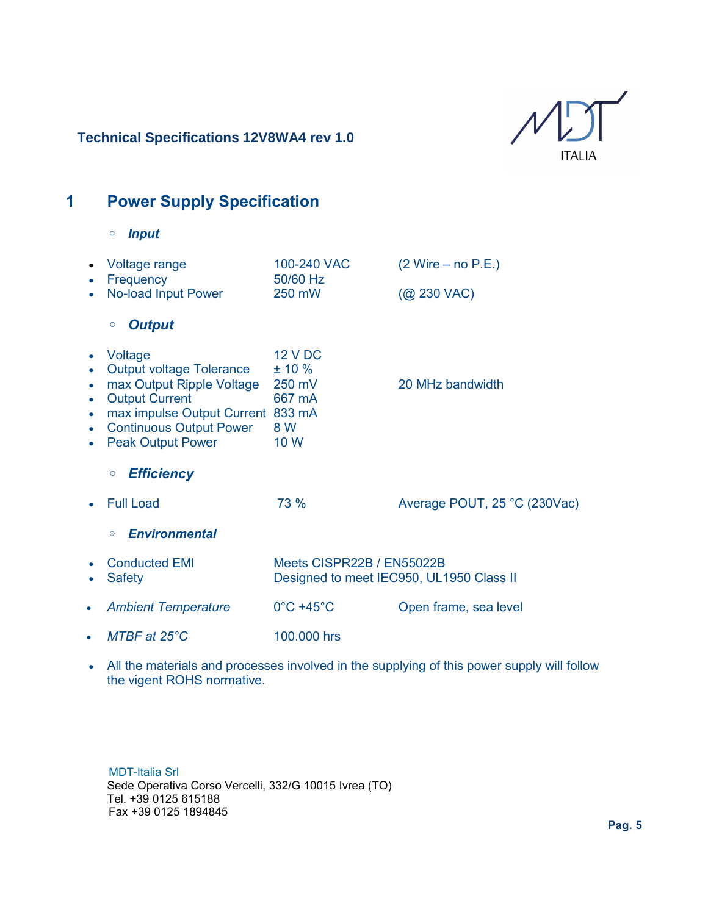# 1 Power Supply Specification

- *Input*

| | | |
|---|---|---|
| Voltage range | 100-240 VAC | (2 Wire – no P.E.) |
| Frequency | 50/60 Hz | |
| No-load Input Power | 250 mW | (@ 230 VAC) |

- *Output*

| | | |
|---|---|---|
| Voltage | 12 V DC | |
| Output voltage Tolerance | ± 10 % | |
| max Output Ripple Voltage | 250 mV | 20 MHz bandwidth |
| Output Current | 667 mA | |
| max impulse Output Current | 833 mA | |
| Continuous Output Power | 8 W | |
| Peak Output Power | 10 W | |

- *Efficiency*

| | | |
|---|---|---|
| Full Load | 73 % | Average POUT, 25 °C (230Vac) |

- *Environmental*

| | | |
|---|---|---|
| Conducted EMI | Meets CISPR22B / EN55022B | |
| Safety | Designed to meet IEC950, UL1950 Class II | |
| *Ambient Temperature* | 0°C +45°C | Open frame, sea level |
| *MTBF at 25°C* | 100.000 hrs | |

- All the materials and processes involved in the supplying of this power supply will follow the vigent ROHS normative.

MDT-Italia Srl
Sede Operativa Corso Vercelli, 332/G 10015 Ivrea (TO)
Tel. +39 0125 615188
Fax +39 0125 1894845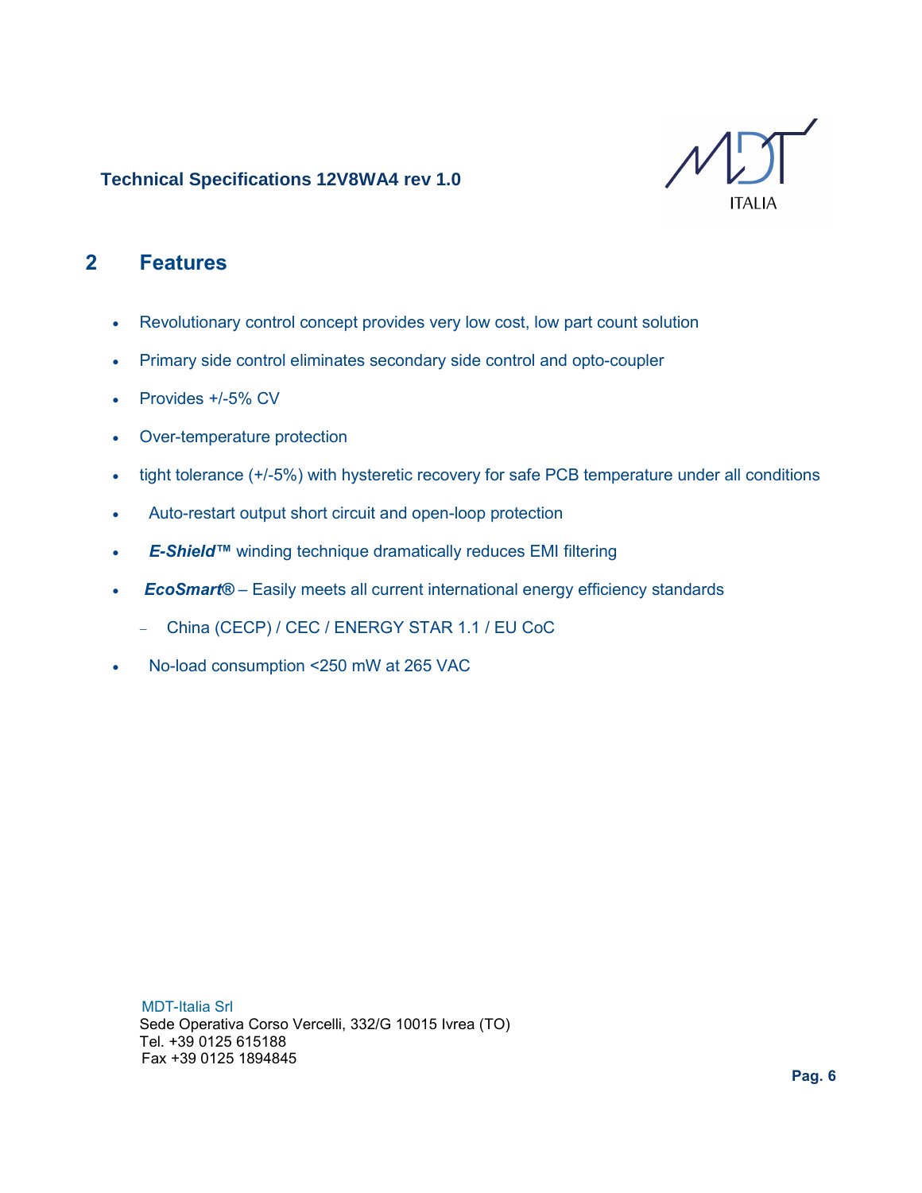## 2 Features

- Revolutionary control concept provides very low cost, low part count solution
- Primary side control eliminates secondary side control and opto-coupler
- Provides +/-5% CV
- Over-temperature protection
- tight tolerance (+/-5%) with hysteretic recovery for safe PCB temperature under all conditions
- Auto-restart output short circuit and open-loop protection
- ***E-Shield™*** winding technique dramatically reduces EMI filtering
- ***EcoSmart®*** – Easily meets all current international energy efficiency standards
  - China (CECP) / CEC / ENERGY STAR 1.1 / EU CoC
- No-load consumption <250 mW at 265 VAC

MDT-Italia Srl
Sede Operativa Corso Vercelli, 332/G 10015 Ivrea (TO)
Tel. +39 0125 615188
Fax +39 0125 1894845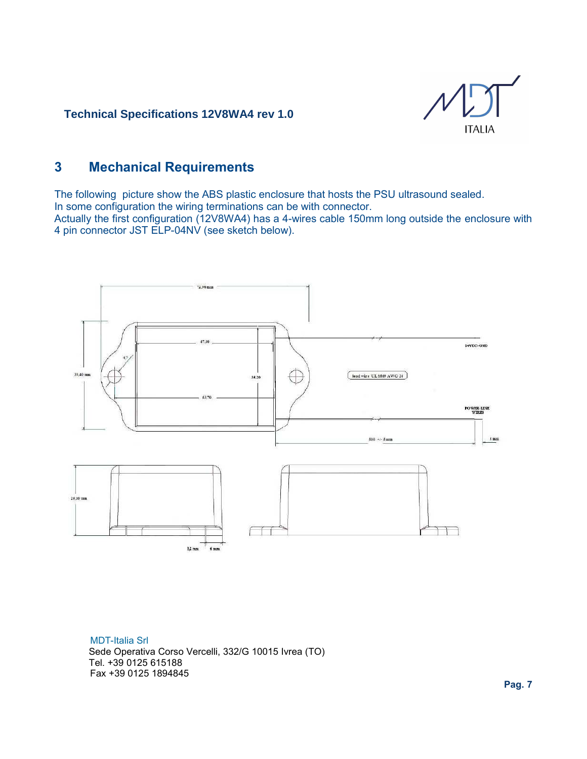## 3 Mechanical Requirements

The following  picture show the ABS plastic enclosure that hosts the PSU ultrasound sealed.
In some configuration the wiring terminations can be with connector.
Actually the first configuration (12V8WA4) has a 4-wires cable 150mm long outside the enclosure with 4 pin connector JST ELP-04NV (see sketch below).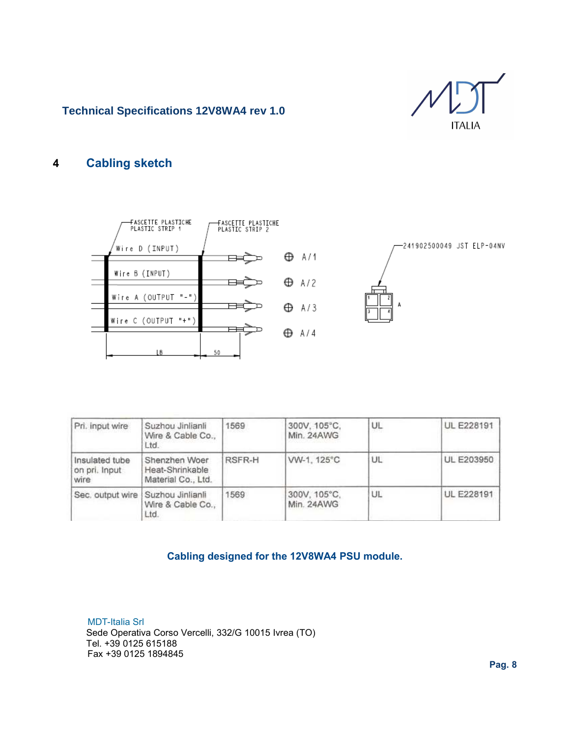## 4 Cabling sketch

FASCETTE PLASTICHE
PLASTIC STRIP 1

FASCETTE PLASTICHE
PLASTIC STRIP 2

Wire D (INPUT) — A/1

Wire B (INPUT) — A/2

Wire A (OUTPUT "-") — A/3

Wire C (OUTPUT "+") — A/4

LB — 50

241902500049 JST ELP-04NV

A

| Pri. input wire | Suzhou Jinlianli Wire & Cable Co., Ltd. | 1569 | 300V, 105°C, Min. 24AWG | UL | UL E228191 |
|---|---|---|---|---|---|
| Insulated tube on pri. Input wire | Shenzhen Woer Heat-Shrinkable Material Co., Ltd. | RSFR-H | VW-1, 125°C | UL | UL E203950 |
| Sec. output wire | Suzhou Jinlianli Wire & Cable Co., Ltd. | 1569 | 300V, 105°C, Min. 24AWG | UL | UL E228191 |

**Cabling designed for the 12V8WA4 PSU module.**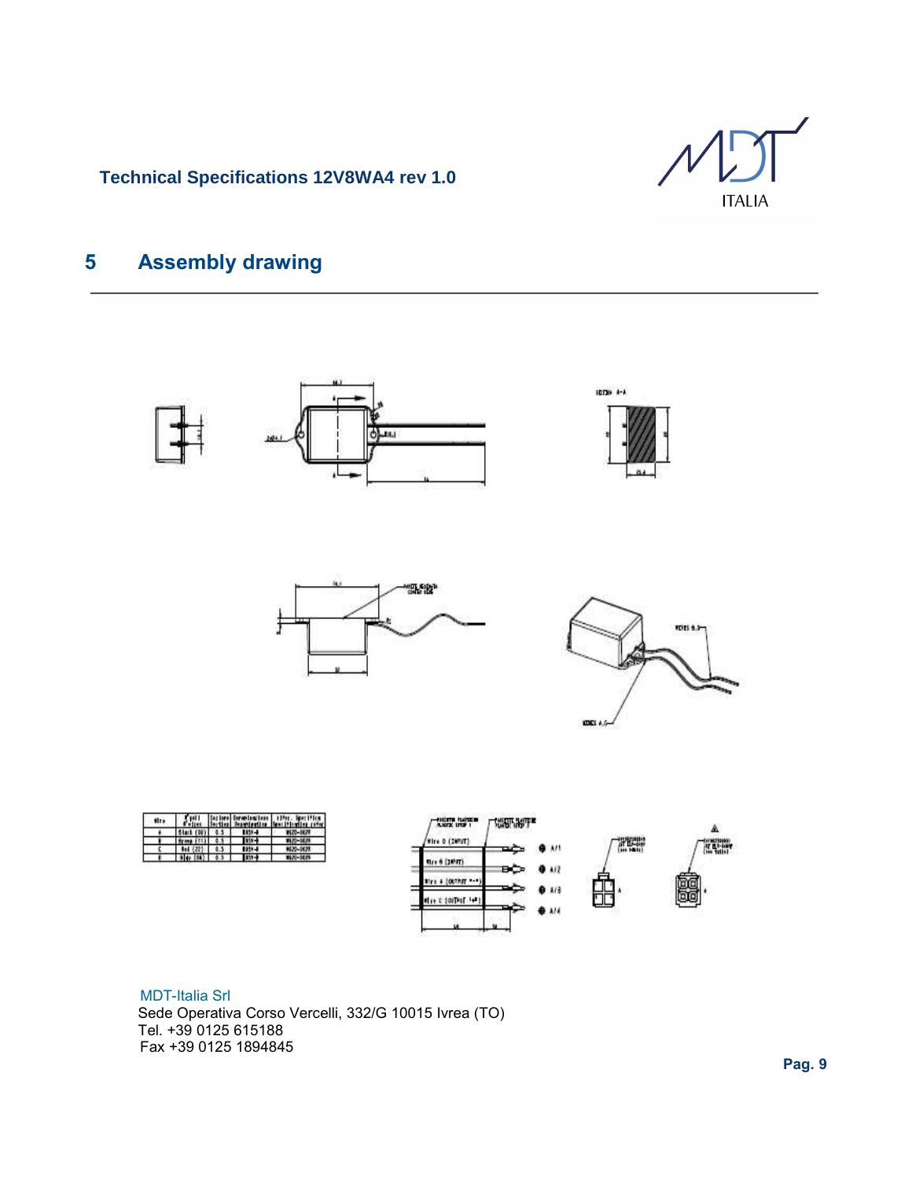## 5 Assembly drawing

MDT-Italia Srl
Sede Operativa Corso Vercelli, 332/G 10015 Ivrea (TO)
Tel. +39 0125 615188
Fax +39 0125 1894845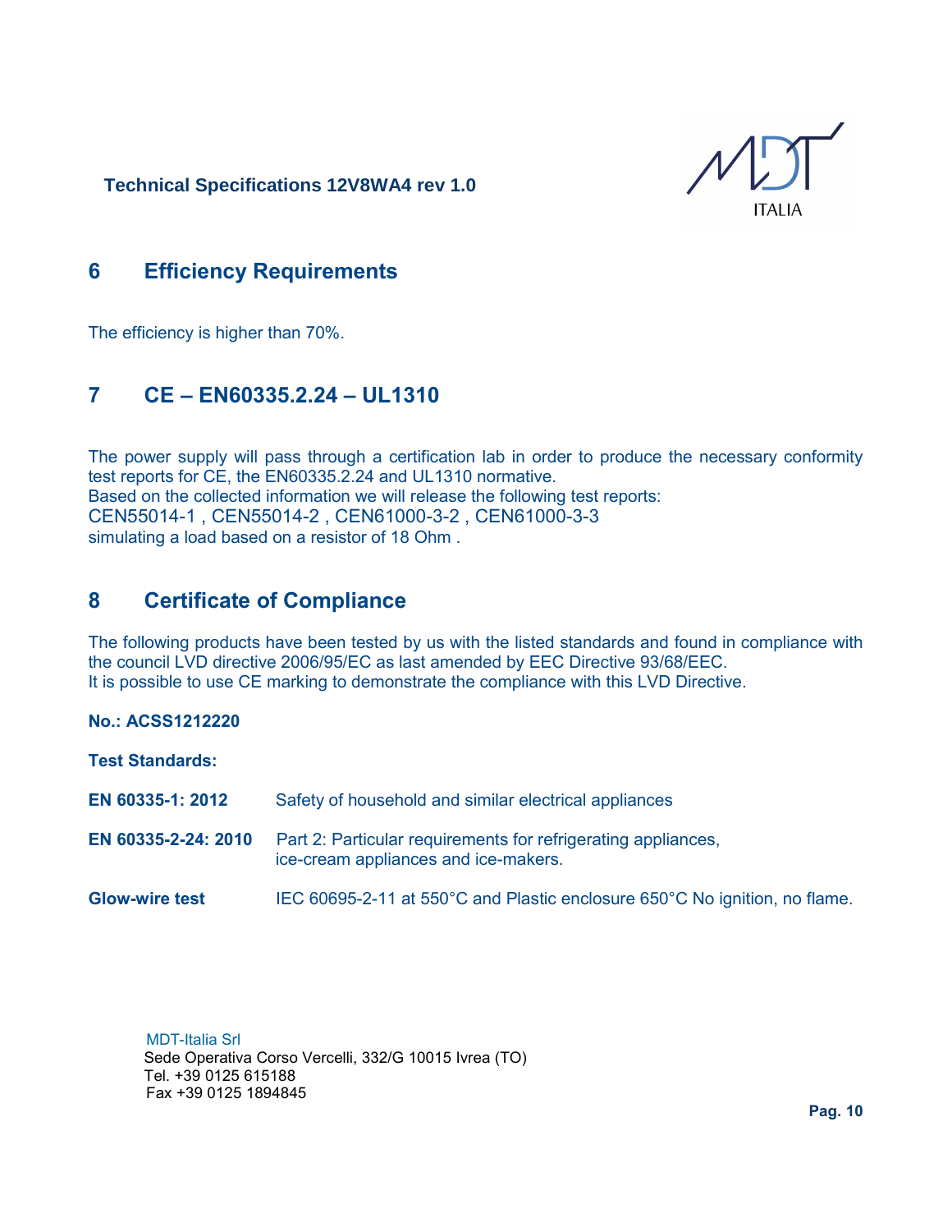## 6 Efficiency Requirements

The efficiency is higher than 70%.

## 7 CE – EN60335.2.24 – UL1310

The power supply will pass through a certification lab in order to produce the necessary conformity test reports for CE, the EN60335.2.24 and UL1310 normative.
Based on the collected information we will release the following test reports:
CEN55014-1 , CEN55014-2 , CEN61000-3-2 , CEN61000-3-3
simulating a load based on a resistor of 18 Ohm .

## 8 Certificate of Compliance

The following products have been tested by us with the listed standards and found in compliance with the council LVD directive 2006/95/EC as last amended by EEC Directive 93/68/EEC.
It is possible to use CE marking to demonstrate the compliance with this LVD Directive.

**No.: ACSS1212220**

**Test Standards:**

| | |
|---|---|
| **EN 60335-1: 2012** | Safety of household and similar electrical appliances |
| **EN 60335-2-24: 2010** | Part 2: Particular requirements for refrigerating appliances, ice-cream appliances and ice-makers. |
| **Glow-wire test** | IEC 60695-2-11 at 550°C and Plastic enclosure 650°C No ignition, no flame. |

MDT-Italia Srl
Sede Operativa Corso Vercelli, 332/G 10015 Ivrea (TO)
Tel. +39 0125 615188
Fax +39 0125 1894845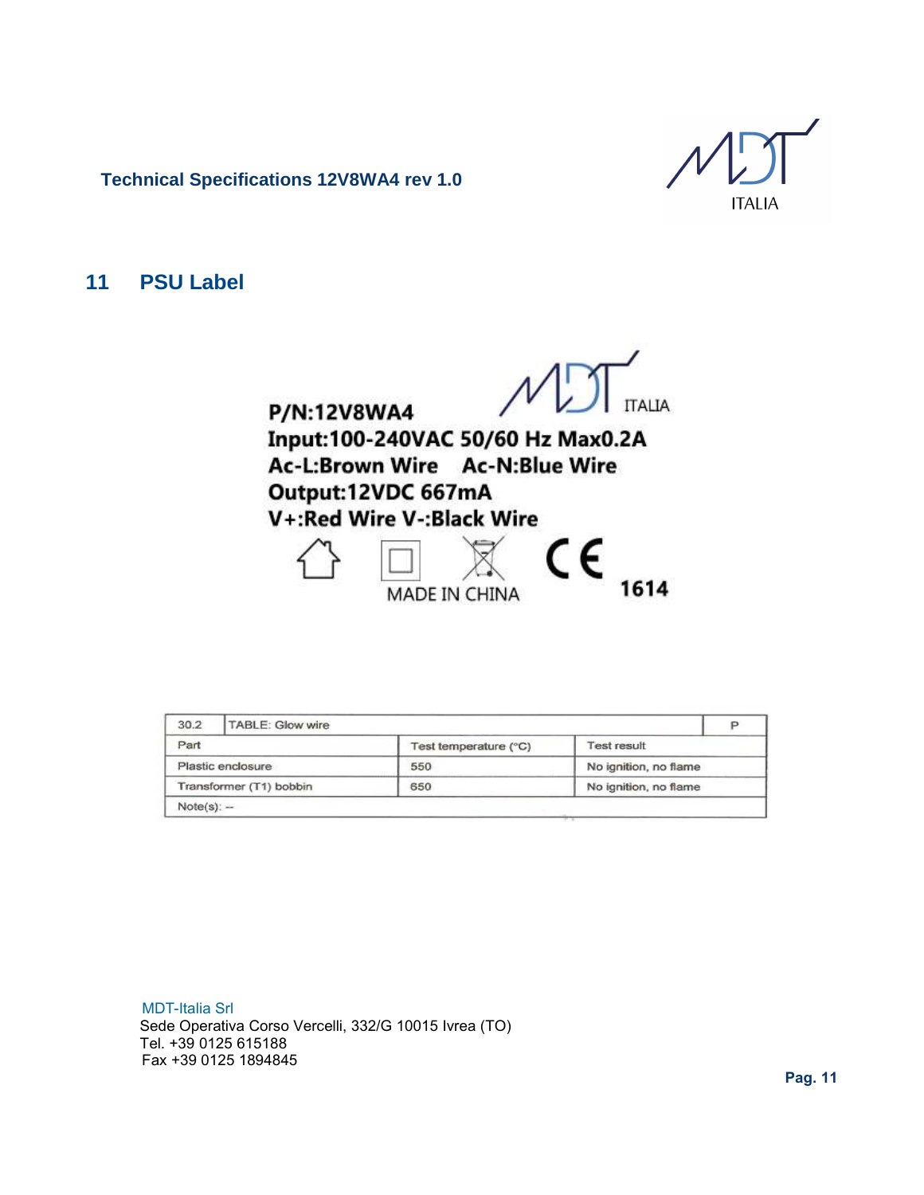## 11 PSU Label

P/N:12V8WA4

Input:100-240VAC 50/60 Hz Max0.2A

Ac-L:Brown Wire Ac-N:Blue Wire

Output:12VDC 667mA

V+:Red Wire V-:Black Wire

MADE IN CHINA

1614

| 30.2 | TABLE: Glow wire | | P |
|---|---|---|---|
| Part | Test temperature (°C) | Test result | |
| Plastic enclosure | 550 | No ignition, no flame | |
| Transformer (T1) bobbin | 650 | No ignition, no flame | |
| Note(s): -- | | | |

MDT-Italia Srl
Sede Operativa Corso Vercelli, 332/G 10015 Ivrea (TO)
Tel. +39 0125 615188
Fax +39 0125 1894845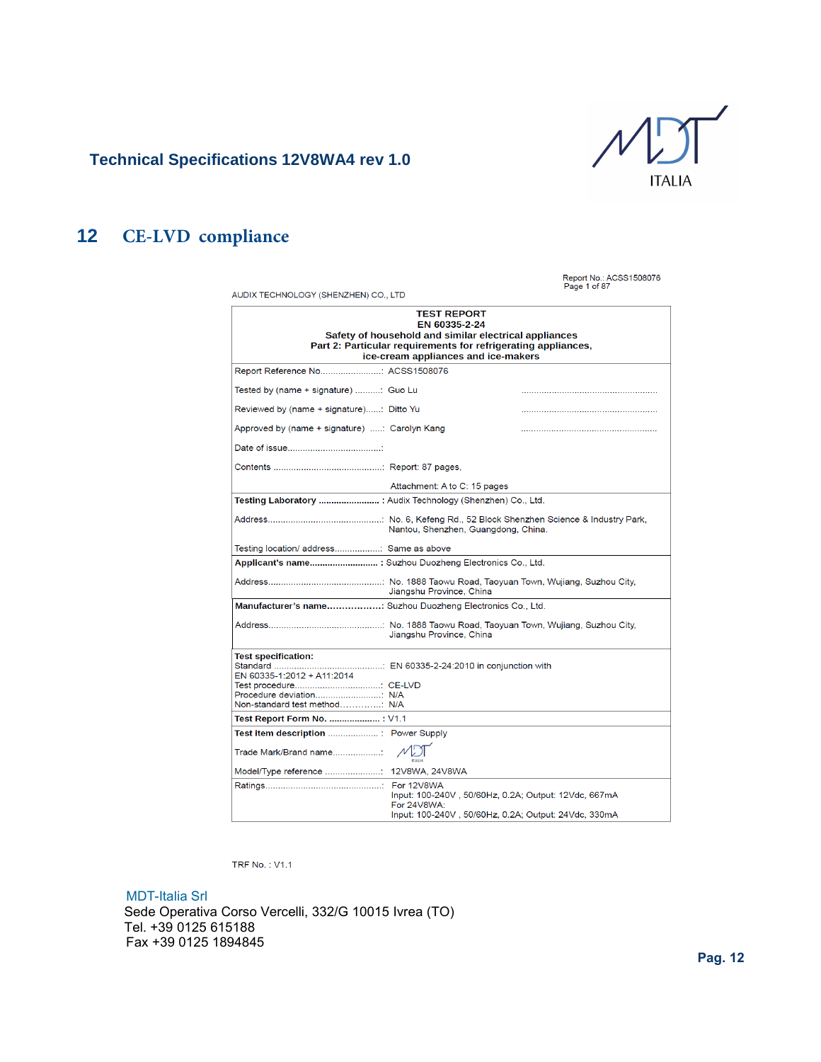## 12 CE-LVD compliance

AUDIX TECHNOLOGY (SHENZHEN) CO., LTD

Report No.: ACSS1508076
Page 1 of 87

**TEST REPORT**
**EN 60335-2-24**
**Safety of household and similar electrical appliances**
**Part 2: Particular requirements for refrigerating appliances, ice-cream appliances and ice-makers**

| | | |
|---|---|---|
| Report Reference No. | ACSS1508076 | |
| Tested by (name + signature) | Guo Lu | ........................................ |
| Reviewed by (name + signature) | Ditto Yu | ........................................ |
| Approved by (name + signature) | Carolyn Kang | ........................................ |
| Date of issue | | |
| Contents | Report: 87 pages, Attachment: A to C: 15 pages | |
| **Testing Laboratory** | Audix Technology (Shenzhen) Co., Ltd. | |
| Address | No. 6, Kefeng Rd., 52 Block Shenzhen Science & Industry Park, Nantou, Shenzhen, Guangdong, China. | |
| Testing location/ address | Same as above | |
| **Applicant's name** | Suzhou Duozheng Electronics Co., Ltd. | |
| Address | No. 1888 Taowu Road, Taoyuan Town, Wujiang, Suzhou City, Jiangshu Province, China | |
| **Manufacturer's name** | Suzhou Duozheng Electronics Co., Ltd. | |
| Address | No. 1888 Taowu Road, Taoyuan Town, Wujiang, Suzhou City, Jiangshu Province, China | |
| **Test specification:** | | |
| Standard | EN 60335-2-24:2010 in conjunction with EN 60335-1:2012 + A11:2014 | |
| Test procedure | CE-LVD | |
| Procedure deviation | N/A | |
| Non-standard test method | N/A | |
| **Test Report Form No.** | V1.1 | |
| **Test item description** | Power Supply | |
| Trade Mark/Brand name | MDT ITALIA | |
| Model/Type reference | 12V8WA, 24V8WA | |
| Ratings | For 12V8WA<br>Input: 100-240V , 50/60Hz, 0.2A; Output: 12Vdc, 667mA<br>For 24V8WA:<br>Input: 100-240V , 50/60Hz, 0.2A; Output: 24Vdc, 330mA | |

TRF No. : V1.1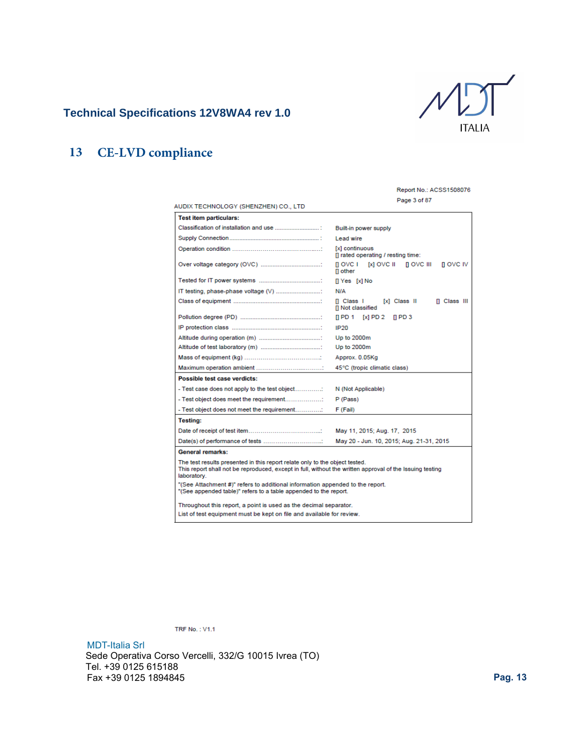## 13 CE-LVD compliance

Report No.: ACSS1508076

Page 3 of 87

AUDIX TECHNOLOGY (SHENZHEN) CO., LTD

| | |
|---|---|
| **Test item particulars:** | |
| Classification of installation and use ..........................: | Built-in power supply |
| Supply Connection ........................................................: | Lead wire |
| Operation condition ......................................................: | [x] continuous<br>[] rated operating / resting time: |
| Over voltage category (OVC) .......................................: | [] OVC I [x] OVC II [] OVC III [] OVC IV<br>[] other |
| Tested for IT power systems .......................................: | [] Yes [x] No |
| IT testing, phase-phase voltage (V) ..............................: | N/A |
| Class of equipment ......................................................: | [] Class I [x] Class II [] Class III<br>[] Not classified |
| Pollution degree (PD) ...................................................: | [] PD 1 [x] PD 2 [] PD 3 |
| IP protection class .......................................................: | IP20 |
| Altitude during operation (m) .......................................: | Up to 2000m |
| Altitude of test laboratory (m) ......................................: | Up to 2000m |
| Mass of equipment (kg) ...............................................: | Approx. 0.05Kg |
| Maximum operation ambient ........................................: | 45°C (tropic climatic class) |
| **Possible test case verdicts:** | |
| - Test case does not apply to the test object................: | N (Not Applicable) |
| - Test object does meet the requirement......................: | P (Pass) |
| - Test object does not meet the requirement.................: | F (Fail) |
| **Testing:** | |
| Date of receipt of test item...........................................: | May 11, 2015; Aug. 17, 2015 |
| Date(s) of performance of tests ...................................: | May 20 - Jun. 10, 2015; Aug. 21-31, 2015 |

**General remarks:**

The test results presented in this report relate only to the object tested.
This report shall not be reproduced, except in full, without the written approval of the Issuing testing laboratory.

"(See Attachment #)" refers to additional information appended to the report.
"(See appended table)" refers to a table appended to the report.

Throughout this report, a point is used as the decimal separator.
List of test equipment must be kept on file and available for review.

TRF No. : V1.1